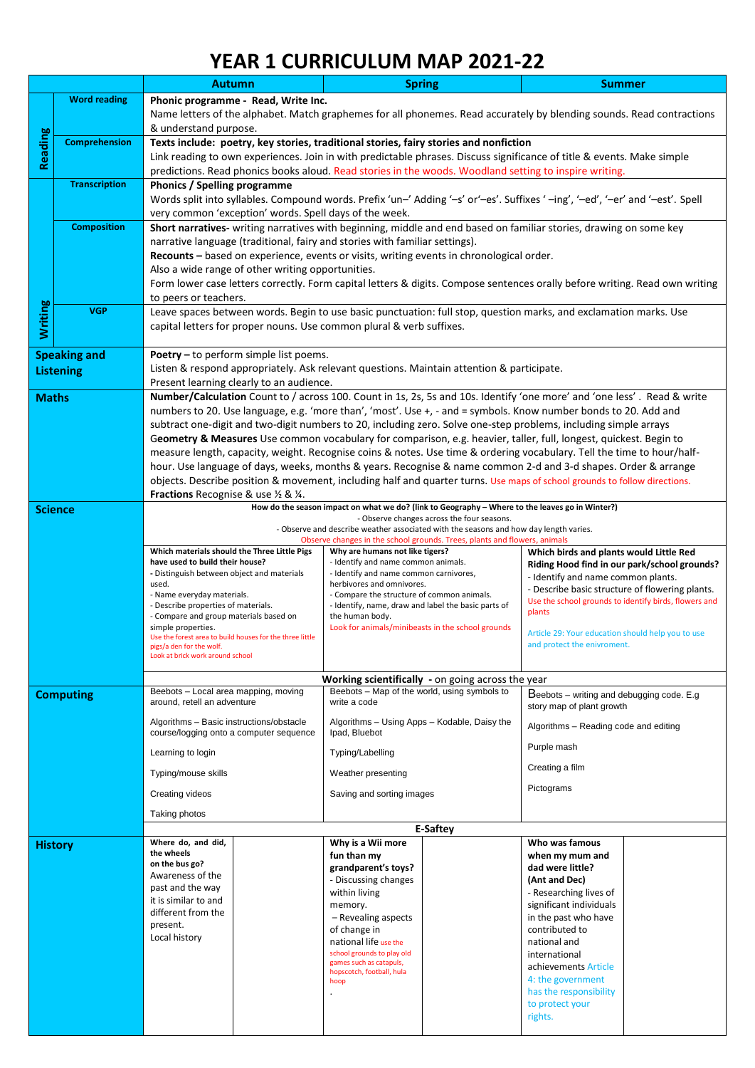# YEAR 1 CURRICULUM MAP 2021-22

| | | Autumn | Spring | Summer |
|---|---|---|---|---|
| Reading | Word reading | **Phonic programme - Read, Write Inc.**<br>Name letters of the alphabet. Match graphemes for all phonemes. Read accurately by blending sounds. Read contractions & understand purpose. | | |
| | Comprehension | **Texts include: poetry, key stories, traditional stories, fairy stories and nonfiction**<br>Link reading to own experiences. Join in with predictable phrases. Discuss significance of title & events. Make simple predictions. Read phonics books aloud. Read stories in the woods. Woodland setting to inspire writing. | | |
| Writing | Transcription | **Phonics / Spelling programme**<br>Words split into syllables. Compound words. Prefix 'un–' Adding '–s' or'–es'. Suffixes ' –ing', '–ed', '–er' and '–est'. Spell very common 'exception' words. Spell days of the week. | | |
| | Composition | **Short narratives-** writing narratives with beginning, middle and end based on familiar stories, drawing on some key narrative language (traditional, fairy and stories with familiar settings).<br>**Recounts –** based on experience, events or visits, writing events in chronological order.<br>Also a wide range of other writing opportunities.<br>Form lower case letters correctly. Form capital letters & digits. Compose sentences orally before writing. Read own writing to peers or teachers. | | |
| | VGP | Leave spaces between words. Begin to use basic punctuation: full stop, question marks, and exclamation marks. Use capital letters for proper nouns. Use common plural & verb suffixes. | | |
| Speaking and Listening | | **Poetry –** to perform simple list poems.<br>Listen & respond appropriately. Ask relevant questions. Maintain attention & participate.<br>Present learning clearly to an audience. | | |
| Maths | | **Number/Calculation** Count to / across 100. Count in 1s, 2s, 5s and 10s. Identify 'one more' and 'one less'. Read & write numbers to 20. Use language, e.g. 'more than', 'most'. Use +, - and = symbols. Know number bonds to 20. Add and subtract one-digit and two-digit numbers to 20, including zero. Solve one-step problems, including simple arrays<br>**Geometry & Measures** Use common vocabulary for comparison, e.g. heavier, taller, full, longest, quickest. Begin to measure length, capacity, weight. Recognise coins & notes. Use time & ordering vocabulary. Tell the time to hour/half-hour. Use language of days, weeks, months & years. Recognise & name common 2-d and 3-d shapes. Order & arrange objects. Describe position & movement, including half and quarter turns. Use maps of school grounds to follow directions.<br>**Fractions** Recognise & use ½ & ¼. | | |
| Science | | **How do the season impact on what we do? (link to Geography – Where to the leaves go in Winter?)**<br>- Observe changes across the four seasons.<br>- Observe and describe weather associated with the seasons and how day length varies.<br>Observe changes in the school grounds. Trees, plants and flowers, animals | | |
| | | **Which materials should the Three Little Pigs have used to build their house?**<br>- Distinguish between object and materials used.<br>- Name everyday materials.<br>- Describe properties of materials.<br>- Compare and group materials based on simple properties.<br>Use the forest area to build houses for the three little pigs/a den for the wolf.<br>Look at brick work around school | **Why are humans not like tigers?**<br>- Identify and name common animals.<br>- Identify and name common carnivores, herbivores and omnivores.<br>- Compare the structure of common animals.<br>- Identify, name, draw and label the basic parts of the human body.<br>Look for animals/minibeasts in the school grounds | **Which birds and plants would Little Red Riding Hood find in our park/school grounds?**<br>- Identify and name common plants.<br>- Describe basic structure of flowering plants.<br>Use the school grounds to identify birds, flowers and plants<br><br>Article 29: Your education should help you to use and protect the enivroment. |
| | | **Working scientifically - on going across the year** | | |
| Computing | | Beebots – Local area mapping, moving around, retell an adventure<br><br>Algorithms – Basic instructions/obstacle course/logging onto a computer sequence<br><br>Learning to login<br><br>Typing/mouse skills<br><br>Creating videos<br><br>Taking photos | Beebots – Map of the world, using symbols to write a code<br><br>Algorithms – Using Apps – Kodable, Daisy the Ipad, Bluebot<br><br>Typing/Labelling<br><br>Weather presenting<br><br>Saving and sorting images | Beebots – writing and debugging code. E.g story map of plant growth<br><br>Algorithms – Reading code and editing<br><br>Purple mash<br><br>Creating a film<br><br>Pictograms |
| | | **E-Saftey** | | |
| History | | **Where do, and did, the wheels on the bus go?**<br>Awareness of the past and the way it is similar to and different from the present.<br>Local history | **Why is a Wii more fun than my grandparent's toys?**<br>- Discussing changes within living memory.<br>– Revealing aspects of change in national life use the school grounds to play old games such as catapuls, hopscotch, football, hula hoop<br>. | **Who was famous when my mum and dad were little? (Ant and Dec)**<br>- Researching lives of significant individuals in the past who have contributed to national and international achievements Article 4: the government has the responsibility to protect your rights. |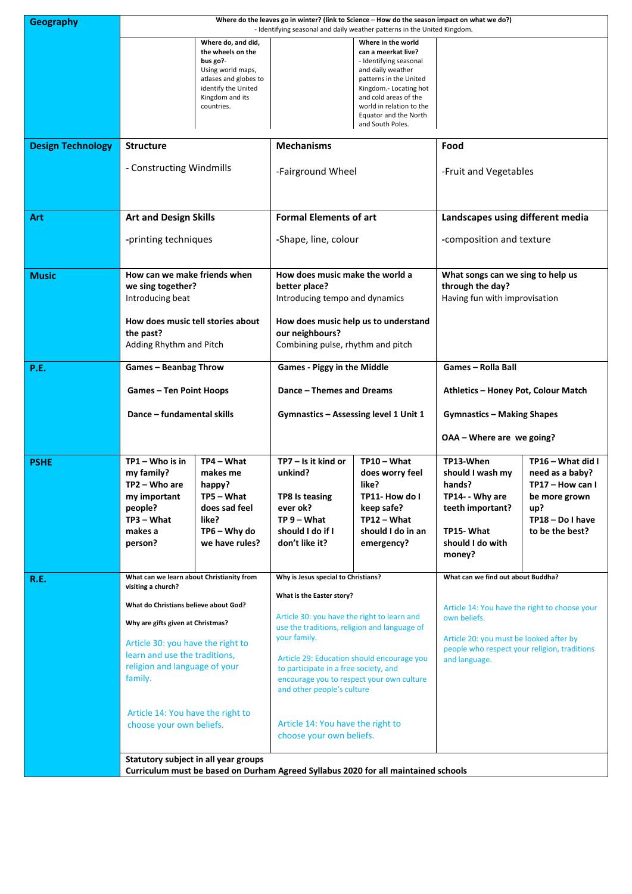| | | | | | | |
|---|---|---|---|---|---|---|
| **Geography** | **Where do the leaves go in winter? (link to Science – How do the season impact on what we do?)**<br>- Identifying seasonal and daily weather patterns in the United Kingdom. | | | | | |
| | | **Where do, and did, the wheels on the bus go?**-<br>Using world maps, atlases and globes to identify the United Kingdom and its countries. | | **Where in the world can a meerkat live?**<br>- Identifying seasonal and daily weather patterns in the United Kingdom.- Locating hot and cold areas of the world in relation to the Equator and the North and South Poles. | | |
| **Design Technology** | **Structure**<br><br>- Constructing Windmills | | **Mechanisms**<br><br>-Fairground Wheel | | **Food**<br><br>-Fruit and Vegetables | |
| **Art** | **Art and Design Skills**<br><br>-printing techniques | | **Formal Elements of art**<br><br>-Shape, line, colour | | **Landscapes using different media**<br><br>-composition and texture | |
| **Music** | **How can we make friends when we sing together?**<br>Introducing beat<br><br>**How does music tell stories about the past?**<br>Adding Rhythm and Pitch | | **How does music make the world a better place?**<br>Introducing tempo and dynamics<br><br>**How does music help us to understand our neighbours?**<br>Combining pulse, rhythm and pitch | | **What songs can we sing to help us through the day?**<br>Having fun with improvisation | |
| **P.E.** | **Games – Beanbag Throw**<br><br>**Games – Ten Point Hoops**<br><br>**Dance – fundamental skills** | | **Games - Piggy in the Middle**<br><br>**Dance – Themes and Dreams**<br><br>**Gymnastics – Assessing level 1 Unit 1** | | **Games – Rolla Ball**<br><br>**Athletics – Honey Pot, Colour Match**<br><br>**Gymnastics – Making Shapes**<br><br>**OAA – Where are we going?** | |
| **PSHE** | **TP1 – Who is in my family?**<br>**TP2 – Who are my important people?**<br>**TP3 – What makes a person?** | **TP4 – What makes me happy?**<br>**TP5 – What does sad feel like?**<br>**TP6 – Why do we have rules?** | **TP7 – Is it kind or unkind?**<br><br>**TP8 Is teasing ever ok?**<br>**TP 9 – What should I do if I don't like it?** | **TP10 – What does worry feel like?**<br>**TP11- How do I keep safe?**<br>**TP12 – What should I do in an emergency?** | **TP13-When should I wash my hands?**<br>**TP14- - Why are teeth important?**<br><br>**TP15- What should I do with money?** | **TP16 – What did I need as a baby?**<br>**TP17 – How can I be more grown up?**<br>**TP18 – Do I have to be the best?** |
| **R.E.** | **What can we learn about Christianity from visiting a church?**<br><br>**What do Christians believe about God?**<br><br>**Why are gifts given at Christmas?**<br><br>Article 30: you have the right to learn and use the traditions, religion and language of your family.<br><br>Article 14: You have the right to choose your own beliefs. | | **Why is Jesus special to Christians?**<br><br>**What is the Easter story?**<br><br>Article 30: you have the right to learn and use the traditions, religion and language of your family.<br><br>Article 29: Education should encourage you to participate in a free society, and encourage you to respect your own culture and other people's culture<br><br>Article 14: You have the right to choose your own beliefs. | | **What can we find out about Buddha?**<br><br>Article 14: You have the right to choose your own beliefs.<br><br>Article 20: you must be looked after by people who respect your religion, traditions and language. | |
| | **Statutory subject in all year groups**<br>**Curriculum must be based on Durham Agreed Syllabus 2020 for all maintained schools** | | | | | |